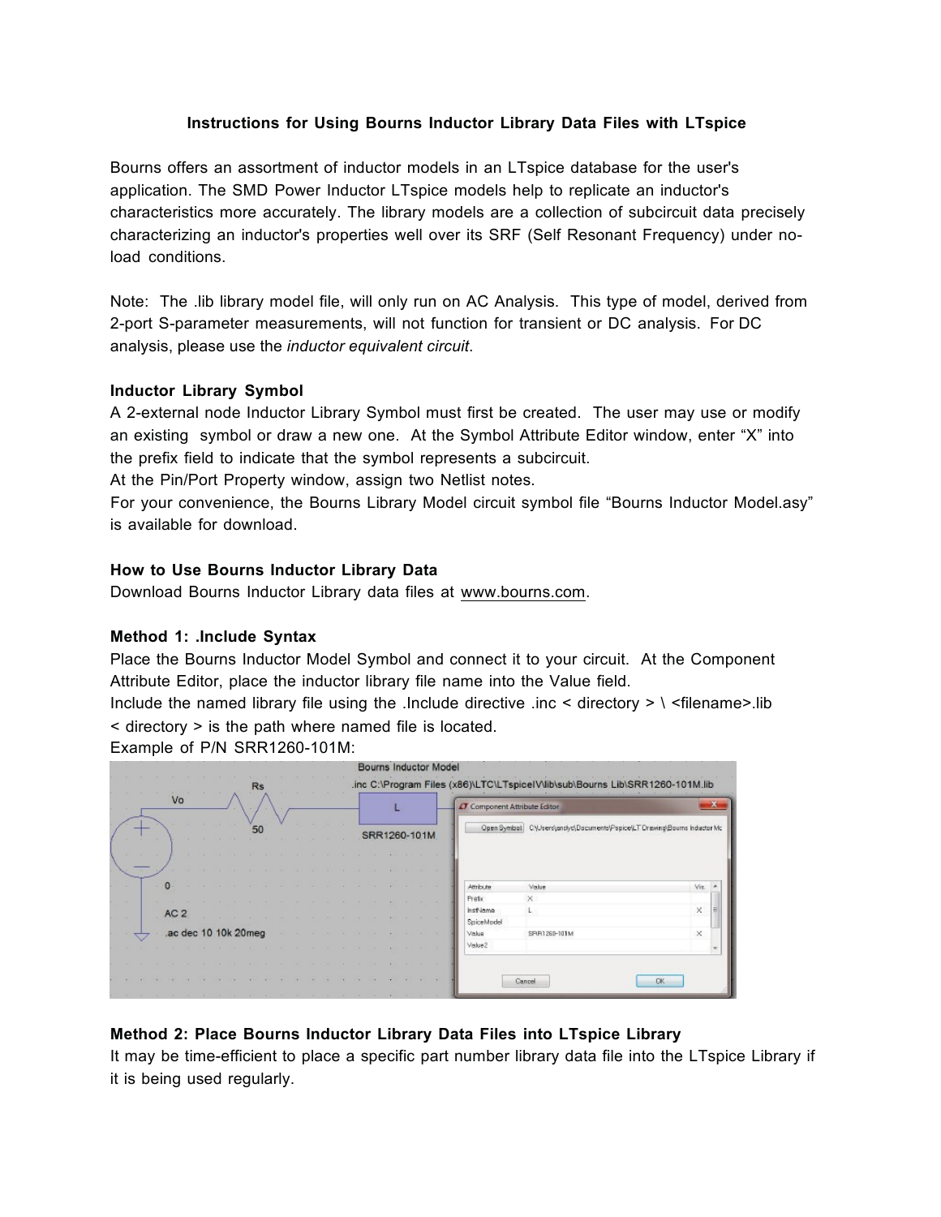**Instructions for Using Bourns Inductor Library Data Files with LTspice**

Bourns offers an assortment of inductor models in an LTspice database for the user's application. The SMD Power Inductor LTspice models help to replicate an inductor's characteristics more accurately. The library models are a collection of subcircuit data precisely characterizing an inductor's properties well over its SRF (Self Resonant Frequency) under no-load conditions.

Note: The .lib library model file, will only run on AC Analysis. This type of model, derived from 2-port S-parameter measurements, will not function for transient or DC analysis. For DC analysis, please use the *inductor equivalent circuit*.

**Inductor Library Symbol**

A 2-external node Inductor Library Symbol must first be created. The user may use or modify an existing symbol or draw a new one. At the Symbol Attribute Editor window, enter “X” into the prefix field to indicate that the symbol represents a subcircuit.
At the Pin/Port Property window, assign two Netlist notes.
For your convenience, the Bourns Library Model circuit symbol file “Bourns Inductor Model.asy” is available for download.

**How to Use Bourns Inductor Library Data**

Download Bourns Inductor Library data files at www.bourns.com.

**Method 1: .Include Syntax**

Place the Bourns Inductor Model Symbol and connect it to your circuit. At the Component Attribute Editor, place the inductor library file name into the Value field.
Include the named library file using the .Include directive .inc < directory > \ <filename>.lib
< directory > is the path where named file is located.
Example of P/N SRR1260-101M:

**Method 2: Place Bourns Inductor Library Data Files into LTspice Library**

It may be time-efficient to place a specific part number library data file into the LTspice Library if it is being used regularly.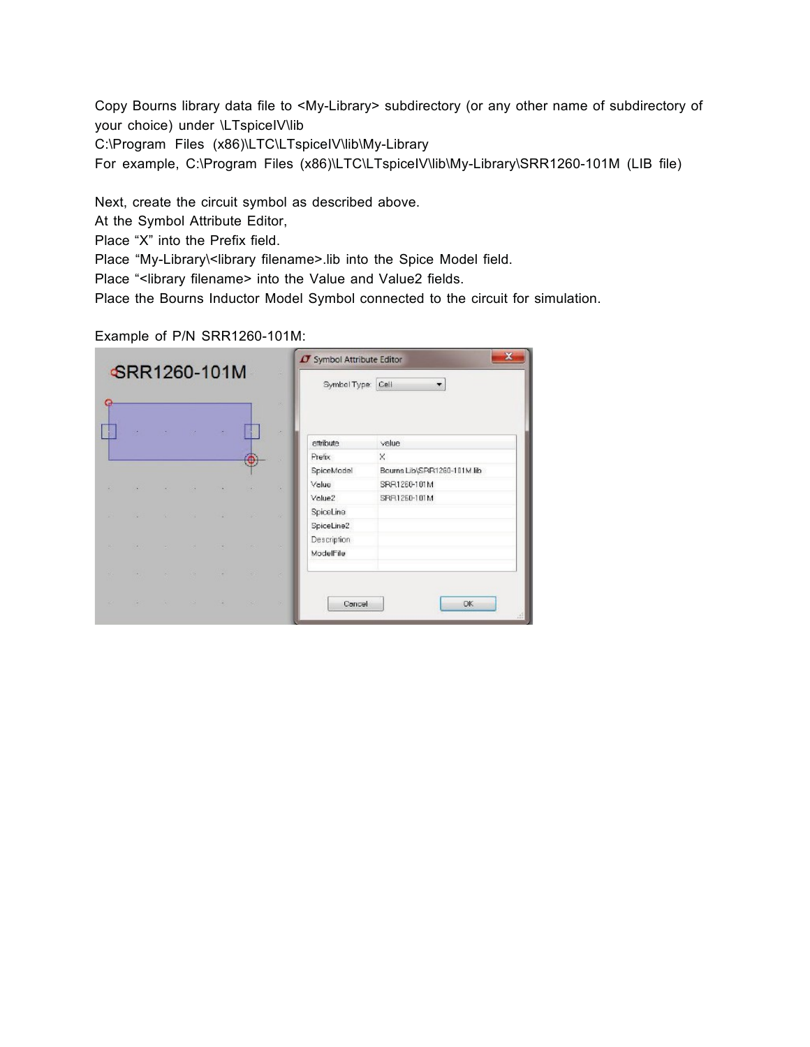Copy Bourns library data file to <My-Library> subdirectory (or any other name of subdirectory of your choice) under \LTspiceIV\lib
C:\Program Files (x86)\LTC\LTspiceIV\lib\My-Library
For example, C:\Program Files (x86)\LTC\LTspiceIV\lib\My-Library\SRR1260-101M (LIB file)

Next, create the circuit symbol as described above.
At the Symbol Attribute Editor,
Place "X" into the Prefix field.
Place "My-Library\<library filename>.lib into the Spice Model field.
Place "<library filename> into the Value and Value2 fields.
Place the Bourns Inductor Model Symbol connected to the circuit for simulation.

Example of P/N SRR1260-101M:

SRR1260-101M

Symbol Attribute Editor

Symbol Type: Cell

| attribute | value |
|---|---|
| Prefix | X |
| SpiceModel | Bourns Lib\SRR1260-101M.lib |
| Value | SRR1260-101M |
| Value2 | SRR1260-101M |
| SpiceLine | |
| SpiceLine2 | |
| Description | |
| ModelFile | |

Cancel OK